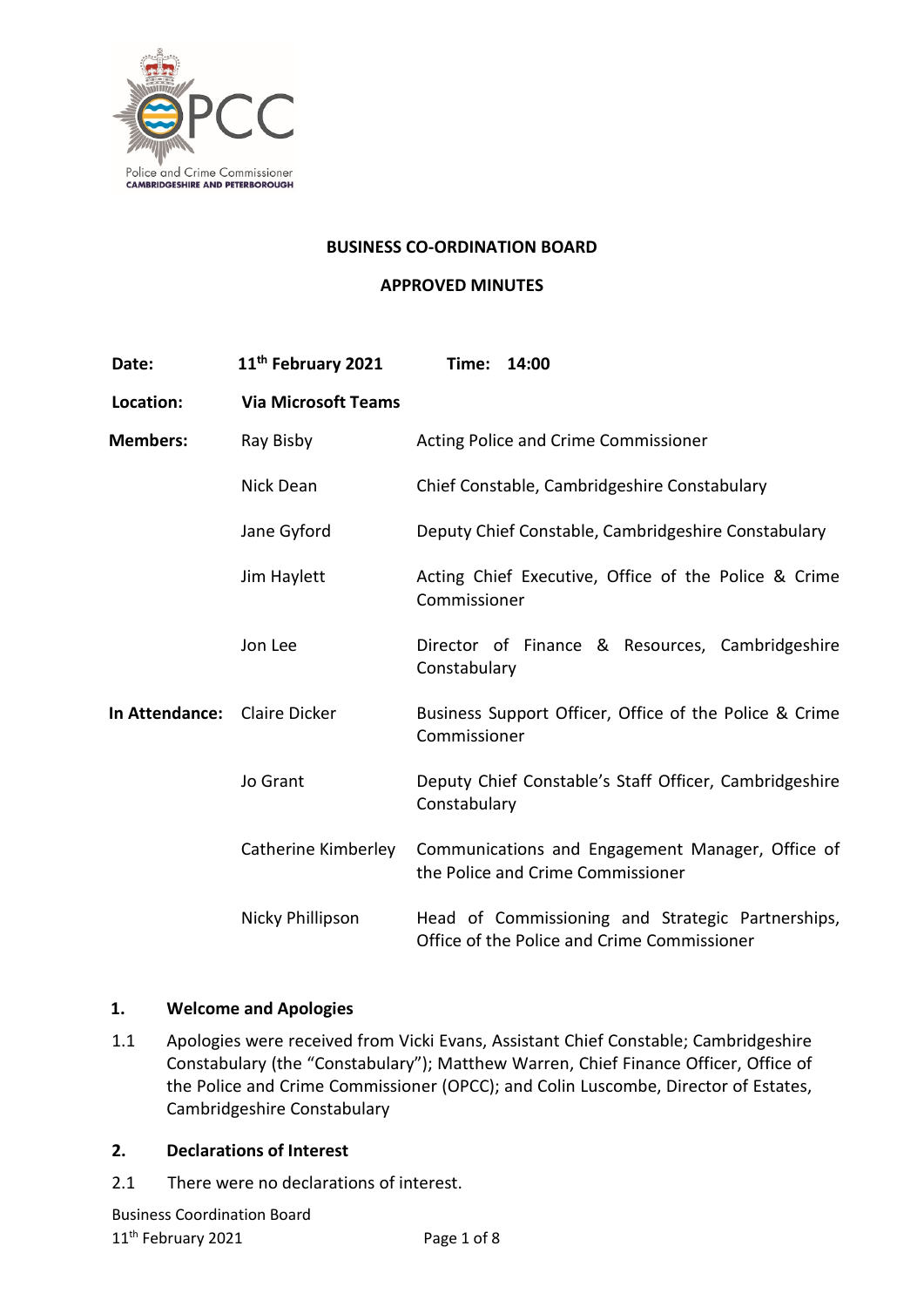**BUSINESS CO-ORDINATION BOARD**

**APPROVED MINUTES**

| | | |
|---|---|---|
| **Date:** | **11th February 2021** | **Time: 14:00** |
| **Location:** | **Via Microsoft Teams** | |
| **Members:** | Ray Bisby | Acting Police and Crime Commissioner |
| | Nick Dean | Chief Constable, Cambridgeshire Constabulary |
| | Jane Gyford | Deputy Chief Constable, Cambridgeshire Constabulary |
| | Jim Haylett | Acting Chief Executive, Office of the Police & Crime Commissioner |
| | Jon Lee | Director of Finance & Resources, Cambridgeshire Constabulary |
| **In Attendance:** | Claire Dicker | Business Support Officer, Office of the Police & Crime Commissioner |
| | Jo Grant | Deputy Chief Constable's Staff Officer, Cambridgeshire Constabulary |
| | Catherine Kimberley | Communications and Engagement Manager, Office of the Police and Crime Commissioner |
| | Nicky Phillipson | Head of Commissioning and Strategic Partnerships, Office of the Police and Crime Commissioner |

## 1. Welcome and Apologies

1.1 Apologies were received from Vicki Evans, Assistant Chief Constable; Cambridgeshire Constabulary (the "Constabulary"); Matthew Warren, Chief Finance Officer, Office of the Police and Crime Commissioner (OPCC); and Colin Luscombe, Director of Estates, Cambridgeshire Constabulary

## 2. Declarations of Interest

2.1 There were no declarations of interest.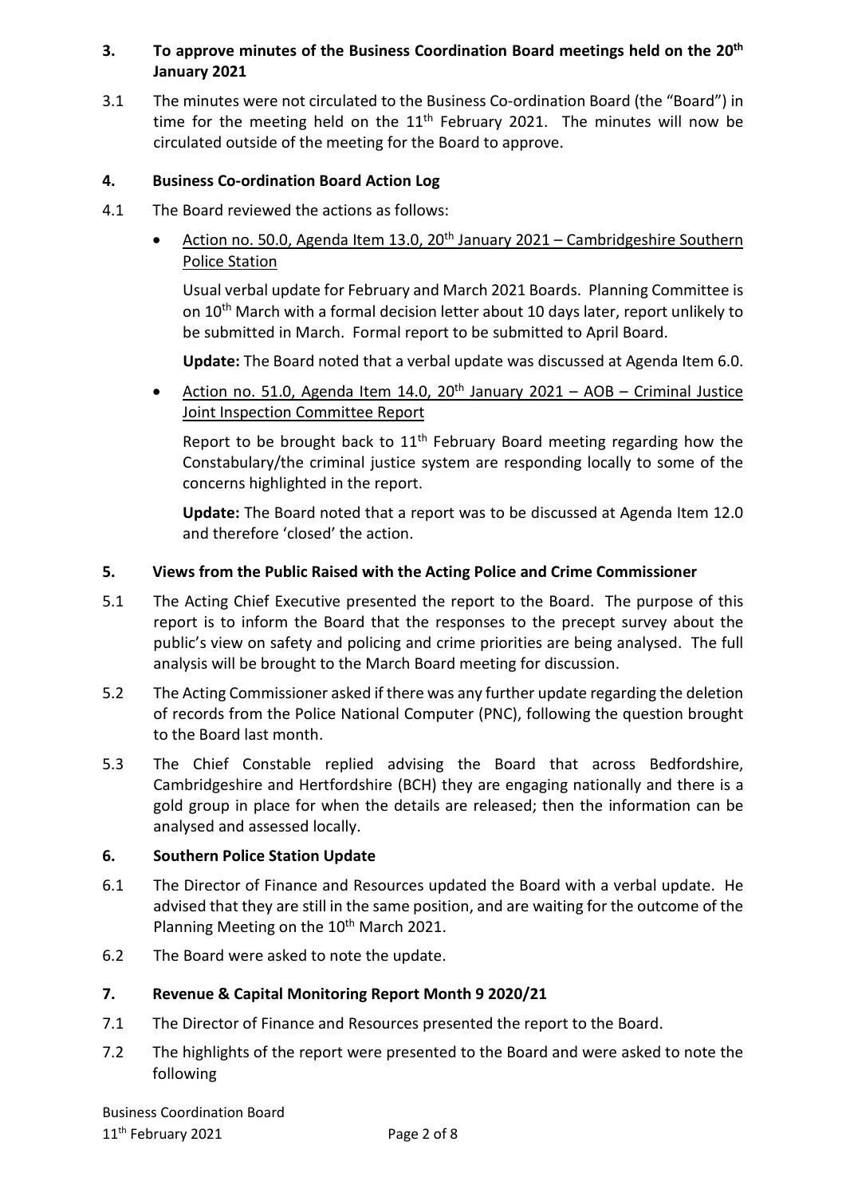## 3. To approve minutes of the Business Coordination Board meetings held on the 20th January 2021

3.1 The minutes were not circulated to the Business Co-ordination Board (the "Board") in time for the meeting held on the 11th February 2021. The minutes will now be circulated outside of the meeting for the Board to approve.

## 4. Business Co-ordination Board Action Log

4.1 The Board reviewed the actions as follows:

- Action no. 50.0, Agenda Item 13.0, 20th January 2021 – Cambridgeshire Southern Police Station

  Usual verbal update for February and March 2021 Boards. Planning Committee is on 10th March with a formal decision letter about 10 days later, report unlikely to be submitted in March. Formal report to be submitted to April Board.

  **Update:** The Board noted that a verbal update was discussed at Agenda Item 6.0.

- Action no. 51.0, Agenda Item 14.0, 20th January 2021 – AOB – Criminal Justice Joint Inspection Committee Report

  Report to be brought back to 11th February Board meeting regarding how the Constabulary/the criminal justice system are responding locally to some of the concerns highlighted in the report.

  **Update:** The Board noted that a report was to be discussed at Agenda Item 12.0 and therefore 'closed' the action.

## 5. Views from the Public Raised with the Acting Police and Crime Commissioner

5.1 The Acting Chief Executive presented the report to the Board. The purpose of this report is to inform the Board that the responses to the precept survey about the public's view on safety and policing and crime priorities are being analysed. The full analysis will be brought to the March Board meeting for discussion.

5.2 The Acting Commissioner asked if there was any further update regarding the deletion of records from the Police National Computer (PNC), following the question brought to the Board last month.

5.3 The Chief Constable replied advising the Board that across Bedfordshire, Cambridgeshire and Hertfordshire (BCH) they are engaging nationally and there is a gold group in place for when the details are released; then the information can be analysed and assessed locally.

## 6. Southern Police Station Update

6.1 The Director of Finance and Resources updated the Board with a verbal update. He advised that they are still in the same position, and are waiting for the outcome of the Planning Meeting on the 10th March 2021.

6.2 The Board were asked to note the update.

## 7. Revenue & Capital Monitoring Report Month 9 2020/21

7.1 The Director of Finance and Resources presented the report to the Board.

7.2 The highlights of the report were presented to the Board and were asked to note the following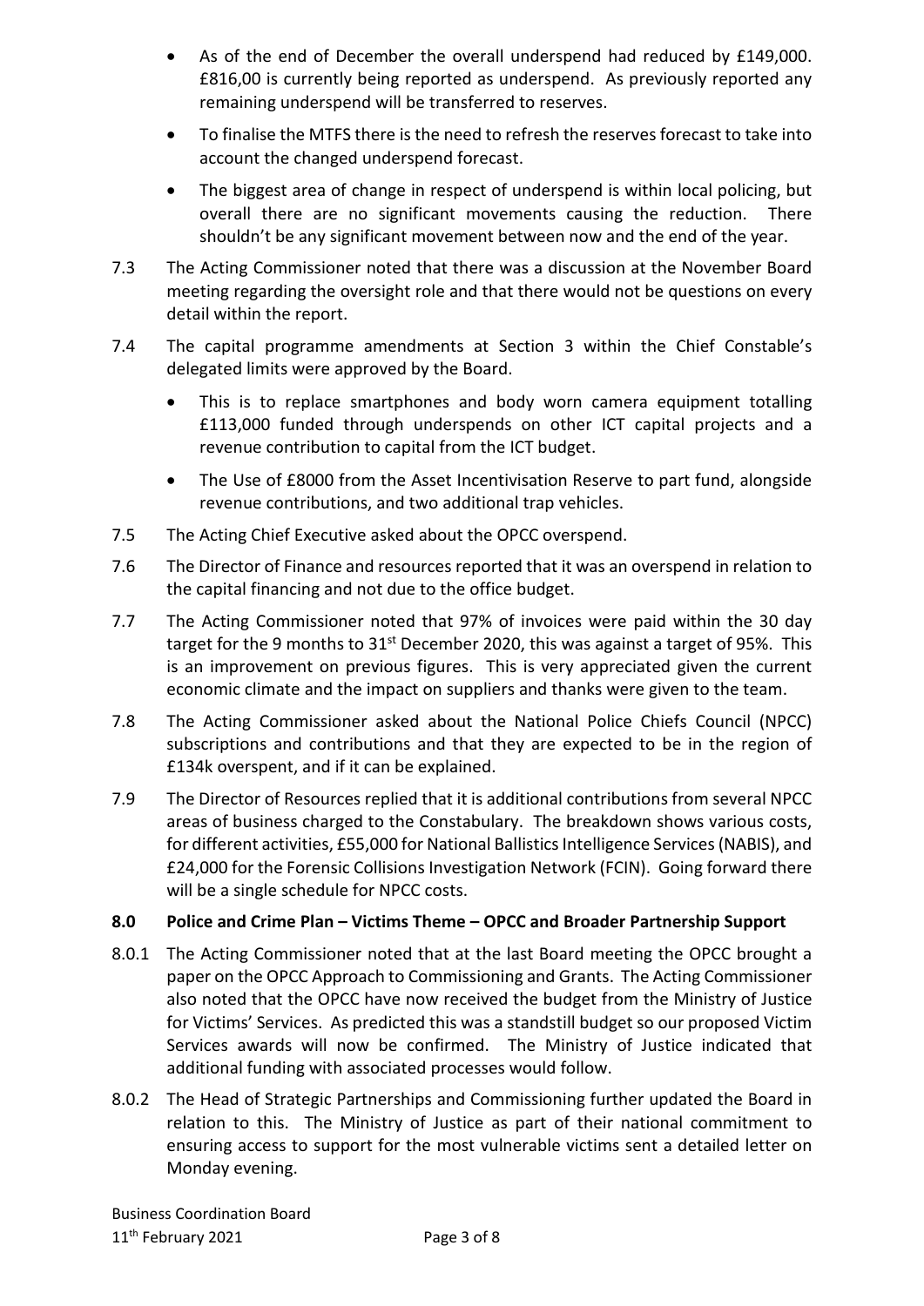- As of the end of December the overall underspend had reduced by £149,000. £816,00 is currently being reported as underspend. As previously reported any remaining underspend will be transferred to reserves.
- To finalise the MTFS there is the need to refresh the reserves forecast to take into account the changed underspend forecast.
- The biggest area of change in respect of underspend is within local policing, but overall there are no significant movements causing the reduction. There shouldn't be any significant movement between now and the end of the year.

7.3 The Acting Commissioner noted that there was a discussion at the November Board meeting regarding the oversight role and that there would not be questions on every detail within the report.

7.4 The capital programme amendments at Section 3 within the Chief Constable's delegated limits were approved by the Board.

- This is to replace smartphones and body worn camera equipment totalling £113,000 funded through underspends on other ICT capital projects and a revenue contribution to capital from the ICT budget.
- The Use of £8000 from the Asset Incentivisation Reserve to part fund, alongside revenue contributions, and two additional trap vehicles.

7.5 The Acting Chief Executive asked about the OPCC overspend.

7.6 The Director of Finance and resources reported that it was an overspend in relation to the capital financing and not due to the office budget.

7.7 The Acting Commissioner noted that 97% of invoices were paid within the 30 day target for the 9 months to 31st December 2020, this was against a target of 95%. This is an improvement on previous figures. This is very appreciated given the current economic climate and the impact on suppliers and thanks were given to the team.

7.8 The Acting Commissioner asked about the National Police Chiefs Council (NPCC) subscriptions and contributions and that they are expected to be in the region of £134k overspent, and if it can be explained.

7.9 The Director of Resources replied that it is additional contributions from several NPCC areas of business charged to the Constabulary. The breakdown shows various costs, for different activities, £55,000 for National Ballistics Intelligence Services (NABIS), and £24,000 for the Forensic Collisions Investigation Network (FCIN). Going forward there will be a single schedule for NPCC costs.

**8.0 Police and Crime Plan – Victims Theme – OPCC and Broader Partnership Support**

8.0.1 The Acting Commissioner noted that at the last Board meeting the OPCC brought a paper on the OPCC Approach to Commissioning and Grants. The Acting Commissioner also noted that the OPCC have now received the budget from the Ministry of Justice for Victims' Services. As predicted this was a standstill budget so our proposed Victim Services awards will now be confirmed. The Ministry of Justice indicated that additional funding with associated processes would follow.

8.0.2 The Head of Strategic Partnerships and Commissioning further updated the Board in relation to this. The Ministry of Justice as part of their national commitment to ensuring access to support for the most vulnerable victims sent a detailed letter on Monday evening.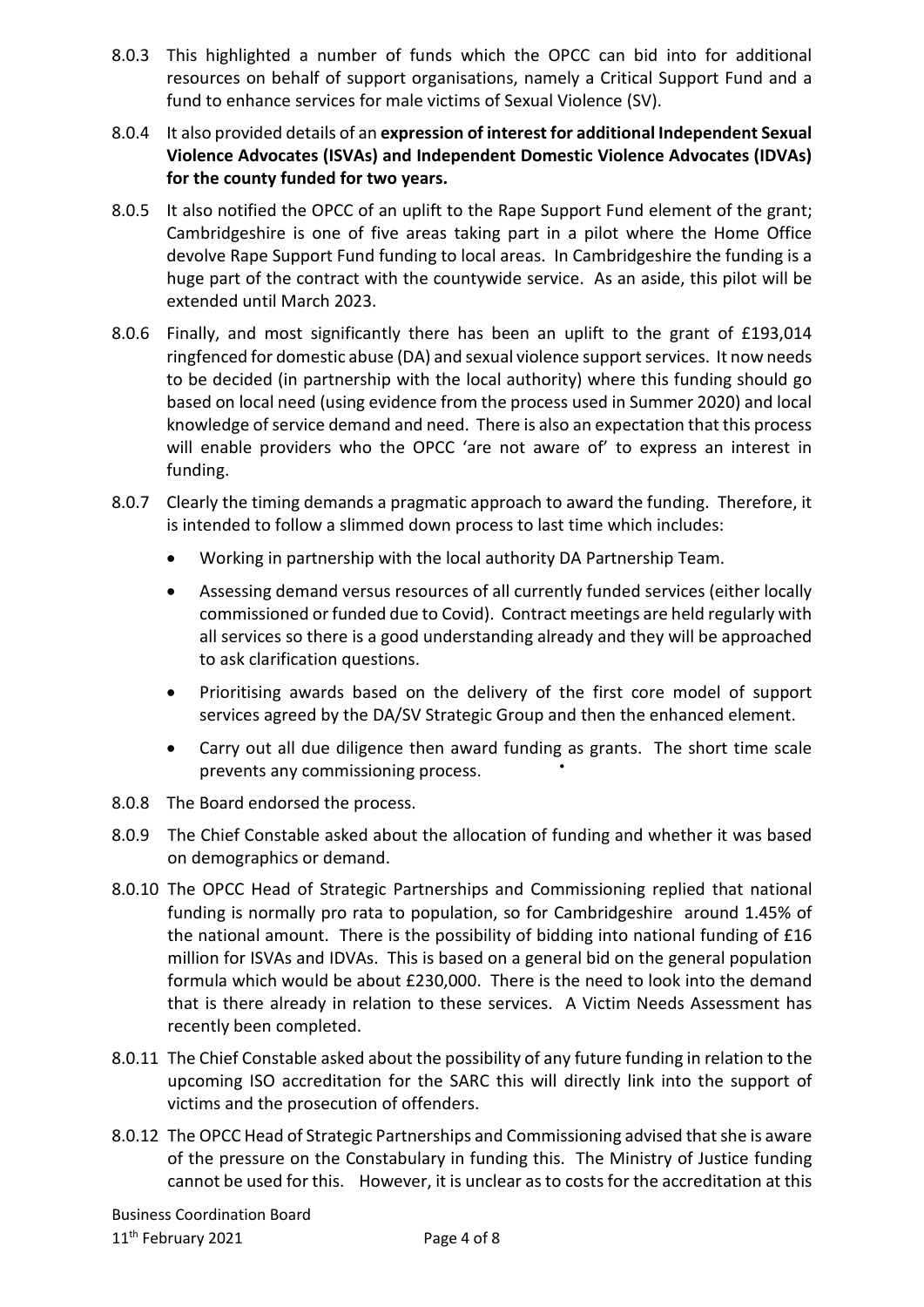8.0.3 This highlighted a number of funds which the OPCC can bid into for additional resources on behalf of support organisations, namely a Critical Support Fund and a fund to enhance services for male victims of Sexual Violence (SV).

8.0.4 It also provided details of an **expression of interest for additional Independent Sexual Violence Advocates (ISVAs) and Independent Domestic Violence Advocates (IDVAs) for the county funded for two years.**

8.0.5 It also notified the OPCC of an uplift to the Rape Support Fund element of the grant; Cambridgeshire is one of five areas taking part in a pilot where the Home Office devolve Rape Support Fund funding to local areas. In Cambridgeshire the funding is a huge part of the contract with the countywide service. As an aside, this pilot will be extended until March 2023.

8.0.6 Finally, and most significantly there has been an uplift to the grant of £193,014 ringfenced for domestic abuse (DA) and sexual violence support services. It now needs to be decided (in partnership with the local authority) where this funding should go based on local need (using evidence from the process used in Summer 2020) and local knowledge of service demand and need. There is also an expectation that this process will enable providers who the OPCC 'are not aware of' to express an interest in funding.

8.0.7 Clearly the timing demands a pragmatic approach to award the funding. Therefore, it is intended to follow a slimmed down process to last time which includes:

- Working in partnership with the local authority DA Partnership Team.
- Assessing demand versus resources of all currently funded services (either locally commissioned or funded due to Covid). Contract meetings are held regularly with all services so there is a good understanding already and they will be approached to ask clarification questions.
- Prioritising awards based on the delivery of the first core model of support services agreed by the DA/SV Strategic Group and then the enhanced element.
- Carry out all due diligence then award funding as grants. The short time scale prevents any commissioning process.

8.0.8 The Board endorsed the process.

8.0.9 The Chief Constable asked about the allocation of funding and whether it was based on demographics or demand.

8.0.10 The OPCC Head of Strategic Partnerships and Commissioning replied that national funding is normally pro rata to population, so for Cambridgeshire around 1.45% of the national amount. There is the possibility of bidding into national funding of £16 million for ISVAs and IDVAs. This is based on a general bid on the general population formula which would be about £230,000. There is the need to look into the demand that is there already in relation to these services. A Victim Needs Assessment has recently been completed.

8.0.11 The Chief Constable asked about the possibility of any future funding in relation to the upcoming ISO accreditation for the SARC this will directly link into the support of victims and the prosecution of offenders.

8.0.12 The OPCC Head of Strategic Partnerships and Commissioning advised that she is aware of the pressure on the Constabulary in funding this. The Ministry of Justice funding cannot be used for this. However, it is unclear as to costs for the accreditation at this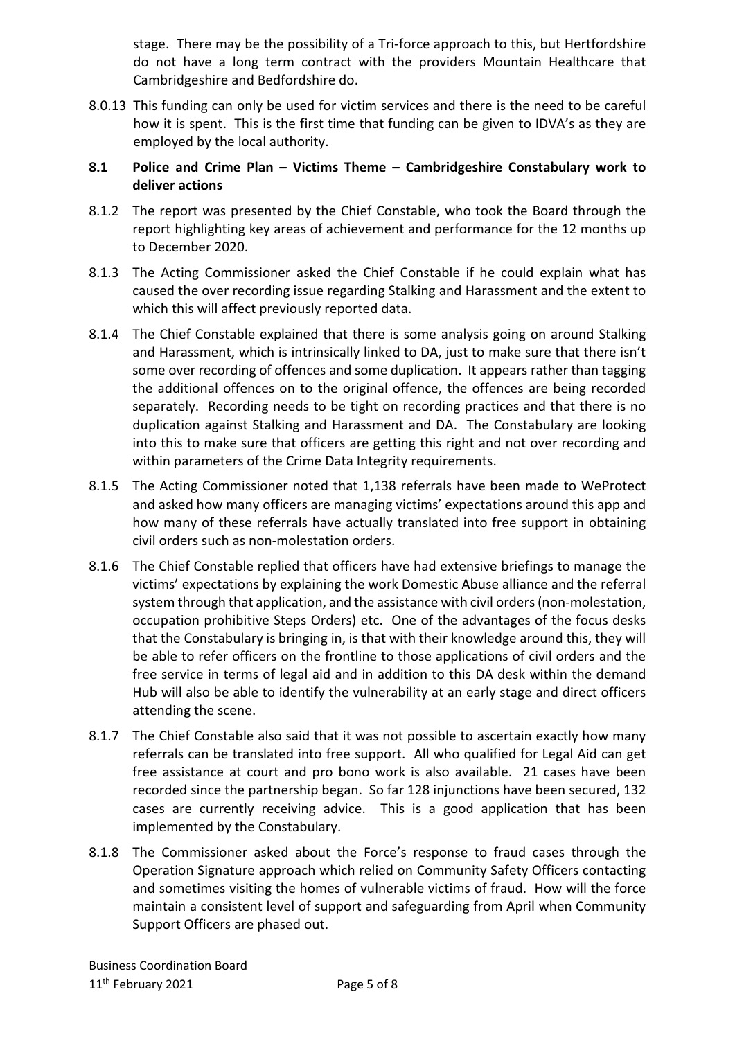stage. There may be the possibility of a Tri-force approach to this, but Hertfordshire do not have a long term contract with the providers Mountain Healthcare that Cambridgeshire and Bedfordshire do.

8.0.13 This funding can only be used for victim services and there is the need to be careful how it is spent. This is the first time that funding can be given to IDVA's as they are employed by the local authority.

**8.1 Police and Crime Plan – Victims Theme – Cambridgeshire Constabulary work to deliver actions**

8.1.2 The report was presented by the Chief Constable, who took the Board through the report highlighting key areas of achievement and performance for the 12 months up to December 2020.

8.1.3 The Acting Commissioner asked the Chief Constable if he could explain what has caused the over recording issue regarding Stalking and Harassment and the extent to which this will affect previously reported data.

8.1.4 The Chief Constable explained that there is some analysis going on around Stalking and Harassment, which is intrinsically linked to DA, just to make sure that there isn't some over recording of offences and some duplication. It appears rather than tagging the additional offences on to the original offence, the offences are being recorded separately. Recording needs to be tight on recording practices and that there is no duplication against Stalking and Harassment and DA. The Constabulary are looking into this to make sure that officers are getting this right and not over recording and within parameters of the Crime Data Integrity requirements.

8.1.5 The Acting Commissioner noted that 1,138 referrals have been made to WeProtect and asked how many officers are managing victims' expectations around this app and how many of these referrals have actually translated into free support in obtaining civil orders such as non-molestation orders.

8.1.6 The Chief Constable replied that officers have had extensive briefings to manage the victims' expectations by explaining the work Domestic Abuse alliance and the referral system through that application, and the assistance with civil orders (non-molestation, occupation prohibitive Steps Orders) etc. One of the advantages of the focus desks that the Constabulary is bringing in, is that with their knowledge around this, they will be able to refer officers on the frontline to those applications of civil orders and the free service in terms of legal aid and in addition to this DA desk within the demand Hub will also be able to identify the vulnerability at an early stage and direct officers attending the scene.

8.1.7 The Chief Constable also said that it was not possible to ascertain exactly how many referrals can be translated into free support. All who qualified for Legal Aid can get free assistance at court and pro bono work is also available. 21 cases have been recorded since the partnership began. So far 128 injunctions have been secured, 132 cases are currently receiving advice. This is a good application that has been implemented by the Constabulary.

8.1.8 The Commissioner asked about the Force's response to fraud cases through the Operation Signature approach which relied on Community Safety Officers contacting and sometimes visiting the homes of vulnerable victims of fraud. How will the force maintain a consistent level of support and safeguarding from April when Community Support Officers are phased out.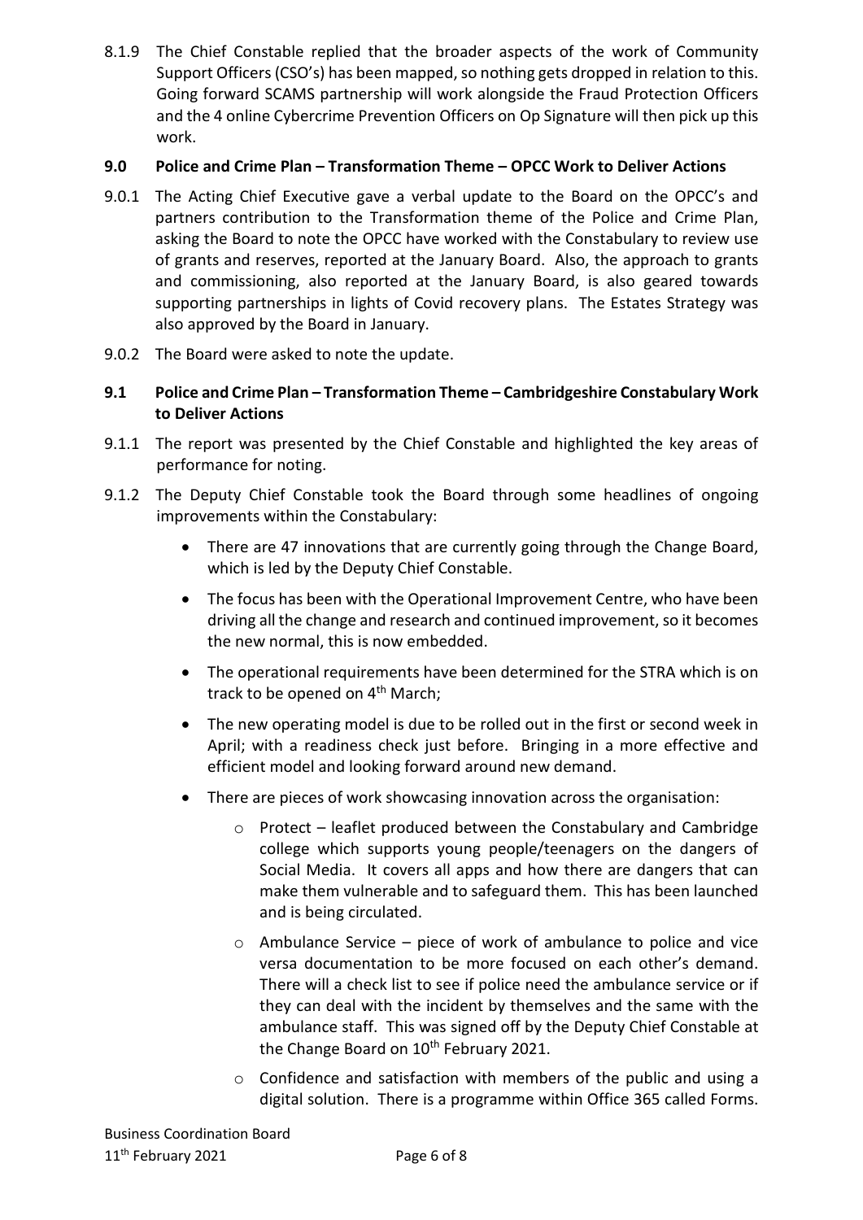8.1.9 The Chief Constable replied that the broader aspects of the work of Community Support Officers (CSO's) has been mapped, so nothing gets dropped in relation to this. Going forward SCAMS partnership will work alongside the Fraud Protection Officers and the 4 online Cybercrime Prevention Officers on Op Signature will then pick up this work.

## 9.0 Police and Crime Plan – Transformation Theme – OPCC Work to Deliver Actions

9.0.1 The Acting Chief Executive gave a verbal update to the Board on the OPCC's and partners contribution to the Transformation theme of the Police and Crime Plan, asking the Board to note the OPCC have worked with the Constabulary to review use of grants and reserves, reported at the January Board. Also, the approach to grants and commissioning, also reported at the January Board, is also geared towards supporting partnerships in lights of Covid recovery plans. The Estates Strategy was also approved by the Board in January.

9.0.2 The Board were asked to note the update.

## 9.1 Police and Crime Plan – Transformation Theme – Cambridgeshire Constabulary Work to Deliver Actions

9.1.1 The report was presented by the Chief Constable and highlighted the key areas of performance for noting.

9.1.2 The Deputy Chief Constable took the Board through some headlines of ongoing improvements within the Constabulary:

- There are 47 innovations that are currently going through the Change Board, which is led by the Deputy Chief Constable.
- The focus has been with the Operational Improvement Centre, who have been driving all the change and research and continued improvement, so it becomes the new normal, this is now embedded.
- The operational requirements have been determined for the STRA which is on track to be opened on 4th March;
- The new operating model is due to be rolled out in the first or second week in April; with a readiness check just before. Bringing in a more effective and efficient model and looking forward around new demand.
- There are pieces of work showcasing innovation across the organisation:
  - Protect – leaflet produced between the Constabulary and Cambridge college which supports young people/teenagers on the dangers of Social Media. It covers all apps and how there are dangers that can make them vulnerable and to safeguard them. This has been launched and is being circulated.
  - Ambulance Service – piece of work of ambulance to police and vice versa documentation to be more focused on each other's demand. There will a check list to see if police need the ambulance service or if they can deal with the incident by themselves and the same with the ambulance staff. This was signed off by the Deputy Chief Constable at the Change Board on 10th February 2021.
  - Confidence and satisfaction with members of the public and using a digital solution. There is a programme within Office 365 called Forms.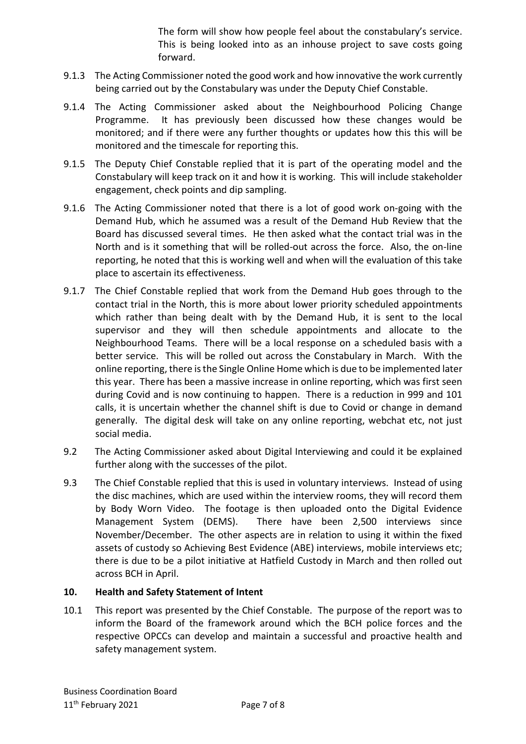The form will show how people feel about the constabulary's service. This is being looked into as an inhouse project to save costs going forward.

9.1.3 The Acting Commissioner noted the good work and how innovative the work currently being carried out by the Constabulary was under the Deputy Chief Constable.

9.1.4 The Acting Commissioner asked about the Neighbourhood Policing Change Programme. It has previously been discussed how these changes would be monitored; and if there were any further thoughts or updates how this this will be monitored and the timescale for reporting this.

9.1.5 The Deputy Chief Constable replied that it is part of the operating model and the Constabulary will keep track on it and how it is working. This will include stakeholder engagement, check points and dip sampling.

9.1.6 The Acting Commissioner noted that there is a lot of good work on-going with the Demand Hub, which he assumed was a result of the Demand Hub Review that the Board has discussed several times. He then asked what the contact trial was in the North and is it something that will be rolled-out across the force. Also, the on-line reporting, he noted that this is working well and when will the evaluation of this take place to ascertain its effectiveness.

9.1.7 The Chief Constable replied that work from the Demand Hub goes through to the contact trial in the North, this is more about lower priority scheduled appointments which rather than being dealt with by the Demand Hub, it is sent to the local supervisor and they will then schedule appointments and allocate to the Neighbourhood Teams. There will be a local response on a scheduled basis with a better service. This will be rolled out across the Constabulary in March. With the online reporting, there is the Single Online Home which is due to be implemented later this year. There has been a massive increase in online reporting, which was first seen during Covid and is now continuing to happen. There is a reduction in 999 and 101 calls, it is uncertain whether the channel shift is due to Covid or change in demand generally. The digital desk will take on any online reporting, webchat etc, not just social media.

9.2 The Acting Commissioner asked about Digital Interviewing and could it be explained further along with the successes of the pilot.

9.3 The Chief Constable replied that this is used in voluntary interviews. Instead of using the disc machines, which are used within the interview rooms, they will record them by Body Worn Video. The footage is then uploaded onto the Digital Evidence Management System (DEMS). There have been 2,500 interviews since November/December. The other aspects are in relation to using it within the fixed assets of custody so Achieving Best Evidence (ABE) interviews, mobile interviews etc; there is due to be a pilot initiative at Hatfield Custody in March and then rolled out across BCH in April.

## 10. Health and Safety Statement of Intent

10.1 This report was presented by the Chief Constable. The purpose of the report was to inform the Board of the framework around which the BCH police forces and the respective OPCCs can develop and maintain a successful and proactive health and safety management system.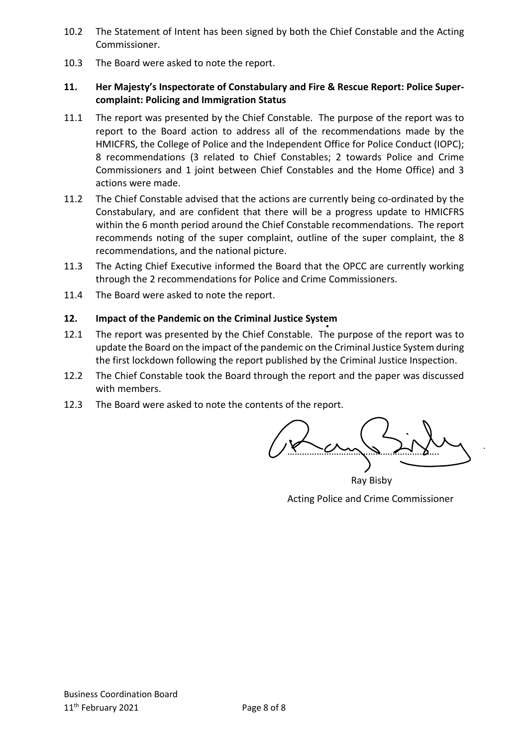10.2 The Statement of Intent has been signed by both the Chief Constable and the Acting Commissioner.

10.3 The Board were asked to note the report.

## 11. Her Majesty's Inspectorate of Constabulary and Fire & Rescue Report: Police Super-complaint: Policing and Immigration Status

11.1 The report was presented by the Chief Constable. The purpose of the report was to report to the Board action to address all of the recommendations made by the HMICFRS, the College of Police and the Independent Office for Police Conduct (IOPC); 8 recommendations (3 related to Chief Constables; 2 towards Police and Crime Commissioners and 1 joint between Chief Constables and the Home Office) and 3 actions were made.

11.2 The Chief Constable advised that the actions are currently being co-ordinated by the Constabulary, and are confident that there will be a progress update to HMICFRS within the 6 month period around the Chief Constable recommendations. The report recommends noting of the super complaint, outline of the super complaint, the 8 recommendations, and the national picture.

11.3 The Acting Chief Executive informed the Board that the OPCC are currently working through the 2 recommendations for Police and Crime Commissioners.

11.4 The Board were asked to note the report.

## 12. Impact of the Pandemic on the Criminal Justice System

12.1 The report was presented by the Chief Constable. The purpose of the report was to update the Board on the impact of the pandemic on the Criminal Justice System during the first lockdown following the report published by the Criminal Justice Inspection.

12.2 The Chief Constable took the Board through the report and the paper was discussed with members.

12.3 The Board were asked to note the contents of the report.

……………………………………………….

Ray Bisby

Acting Police and Crime Commissioner